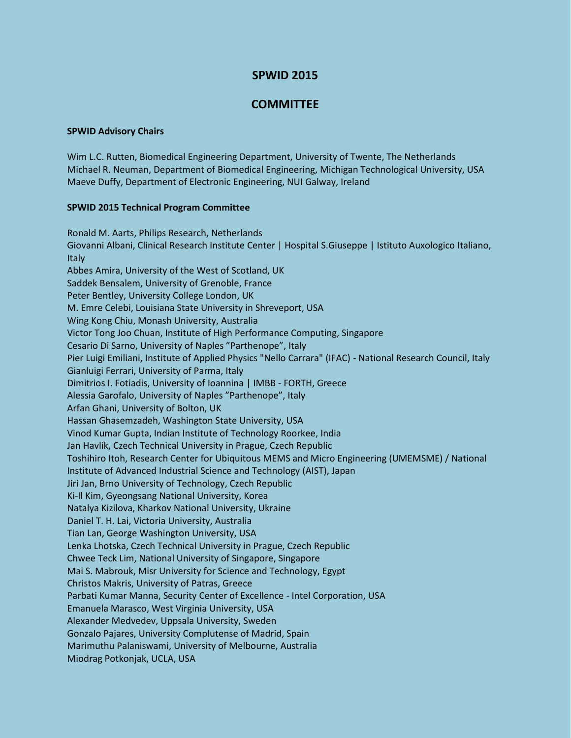# SPWID 2015

## COMMITTEE

**SPWID Advisory Chairs**

Wim L.C. Rutten, Biomedical Engineering Department, University of Twente, The Netherlands
Michael R. Neuman, Department of Biomedical Engineering, Michigan Technological University, USA
Maeve Duffy, Department of Electronic Engineering, NUI Galway, Ireland

**SPWID 2015 Technical Program Committee**

Ronald M. Aarts, Philips Research, Netherlands
Giovanni Albani, Clinical Research Institute Center | Hospital S.Giuseppe | Istituto Auxologico Italiano, Italy
Abbes Amira, University of the West of Scotland, UK
Saddek Bensalem, University of Grenoble, France
Peter Bentley, University College London, UK
M. Emre Celebi, Louisiana State University in Shreveport, USA
Wing Kong Chiu, Monash University, Australia
Victor Tong Joo Chuan, Institute of High Performance Computing, Singapore
Cesario Di Sarno, University of Naples "Parthenope", Italy
Pier Luigi Emiliani, Institute of Applied Physics "Nello Carrara" (IFAC) - National Research Council, Italy
Gianluigi Ferrari, University of Parma, Italy
Dimitrios I. Fotiadis, University of Ioannina | IMBB - FORTH, Greece
Alessia Garofalo, University of Naples "Parthenope", Italy
Arfan Ghani, University of Bolton, UK
Hassan Ghasemzadeh, Washington State University, USA
Vinod Kumar Gupta, Indian Institute of Technology Roorkee, India
Jan Havlík, Czech Technical University in Prague, Czech Republic
Toshihiro Itoh, Research Center for Ubiquitous MEMS and Micro Engineering (UMEMSME) / National Institute of Advanced Industrial Science and Technology (AIST), Japan
Jiri Jan, Brno University of Technology, Czech Republic
Ki-Il Kim, Gyeongsang National University, Korea
Natalya Kizilova, Kharkov National University, Ukraine
Daniel T. H. Lai, Victoria University, Australia
Tian Lan, George Washington University, USA
Lenka Lhotska, Czech Technical University in Prague, Czech Republic
Chwee Teck Lim, National University of Singapore, Singapore
Mai S. Mabrouk, Misr University for Science and Technology, Egypt
Christos Makris, University of Patras, Greece
Parbati Kumar Manna, Security Center of Excellence - Intel Corporation, USA
Emanuela Marasco, West Virginia University, USA
Alexander Medvedev, Uppsala University, Sweden
Gonzalo Pajares, University Complutense of Madrid, Spain
Marimuthu Palaniswami, University of Melbourne, Australia
Miodrag Potkonjak, UCLA, USA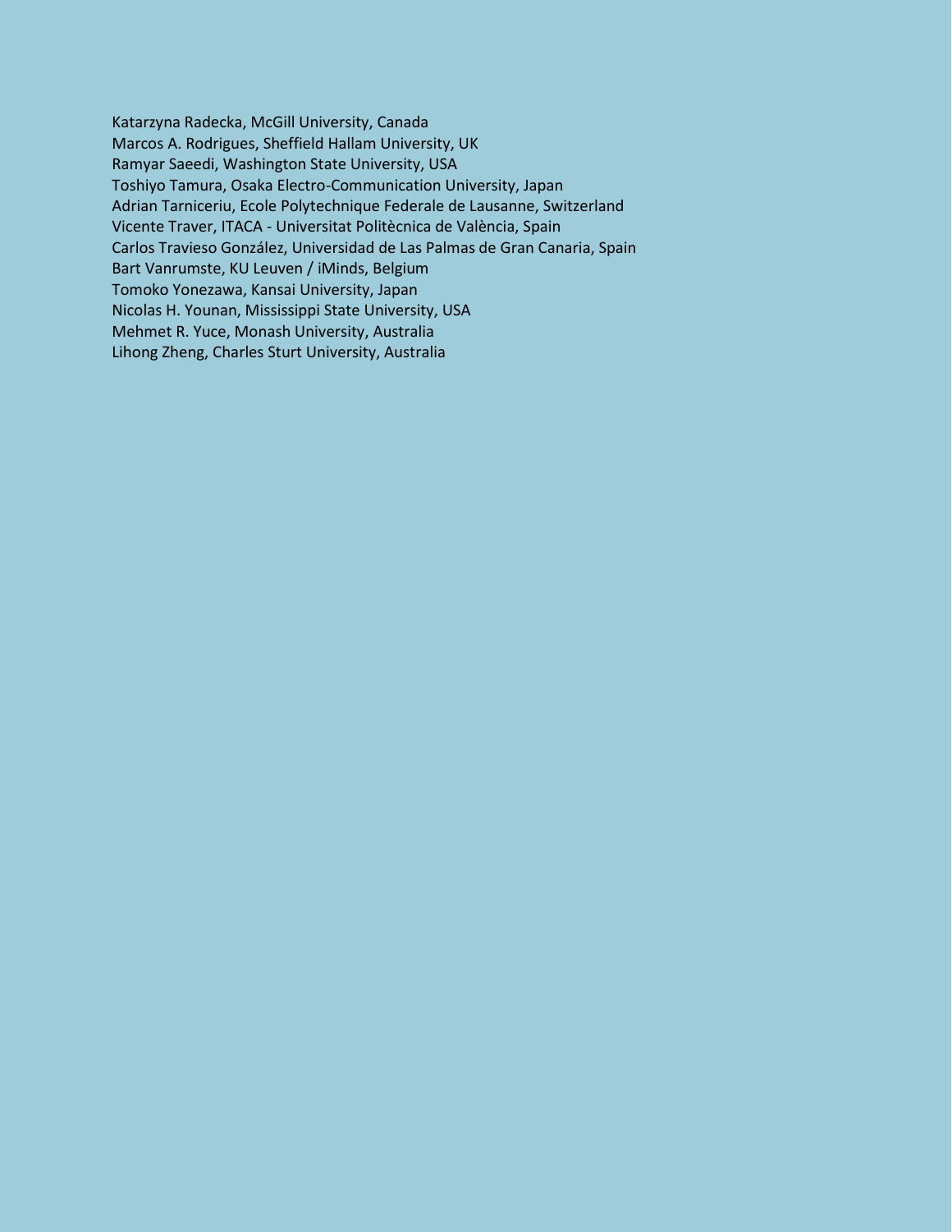Katarzyna Radecka, McGill University, Canada
Marcos A. Rodrigues, Sheffield Hallam University, UK
Ramyar Saeedi, Washington State University, USA
Toshiyo Tamura, Osaka Electro-Communication University, Japan
Adrian Tarniceriu, Ecole Polytechnique Federale de Lausanne, Switzerland
Vicente Traver, ITACA - Universitat Politècnica de València, Spain
Carlos Travieso González, Universidad de Las Palmas de Gran Canaria, Spain
Bart Vanrumste, KU Leuven / iMinds, Belgium
Tomoko Yonezawa, Kansai University, Japan
Nicolas H. Younan, Mississippi State University, USA
Mehmet R. Yuce, Monash University, Australia
Lihong Zheng, Charles Sturt University, Australia